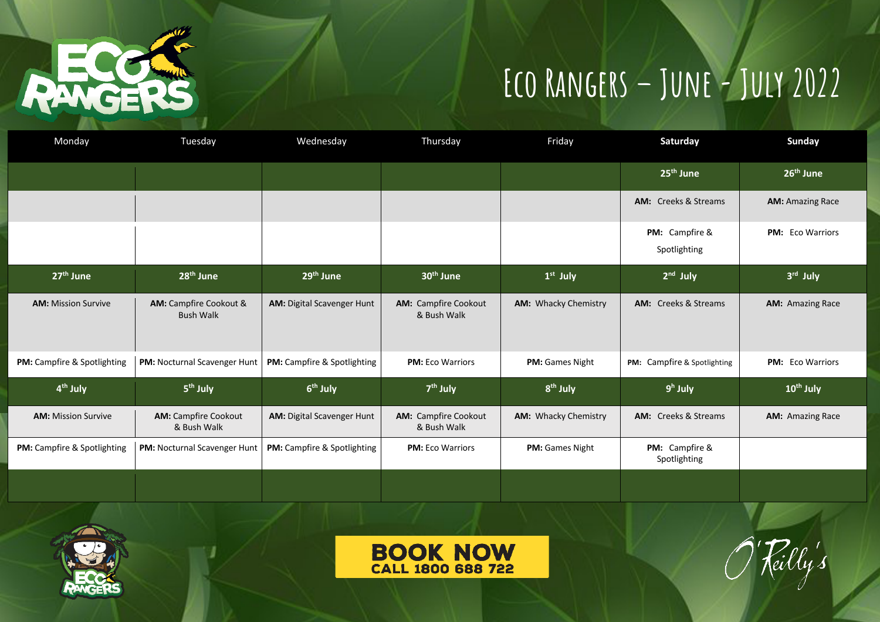# Eco Rangers – June - July 2022

| Monday | Tuesday | Wednesday | Thursday | Friday | **Saturday** | **Sunday** |
|---|---|---|---|---|---|---|
| | | | | | **25th June** | **26th June** |
| | | | | | **AM:** Creeks & Streams | **AM:** Amazing Race |
| | | | | | **PM:** Campfire & Spotlighting | **PM:** Eco Warriors |
| **27th June** | **28th June** | **29th June** | **30th June** | **1st July** | **2nd July** | **3rd July** |
| **AM:** Mission Survive | **AM:** Campfire Cookout & Bush Walk | **AM:** Digital Scavenger Hunt | **AM:** Campfire Cookout & Bush Walk | **AM:** Whacky Chemistry | **AM:** Creeks & Streams | **AM:** Amazing Race |
| **PM:** Campfire & Spotlighting | **PM:** Nocturnal Scavenger Hunt | **PM:** Campfire & Spotlighting | **PM:** Eco Warriors | **PM:** Games Night | **PM:** Campfire & Spotlighting | **PM:** Eco Warriors |
| **4th July** | **5th July** | **6th July** | **7th July** | **8th July** | **9h July** | **10th July** |
| **AM:** Mission Survive | **AM:** Campfire Cookout & Bush Walk | **AM:** Digital Scavenger Hunt | **AM:** Campfire Cookout & Bush Walk | **AM:** Whacky Chemistry | **AM:** Creeks & Streams | **AM:** Amazing Race |
| **PM:** Campfire & Spotlighting | **PM:** Nocturnal Scavenger Hunt | **PM:** Campfire & Spotlighting | **PM:** Eco Warriors | **PM:** Games Night | **PM:** Campfire & Spotlighting | |

**BOOK NOW**
**CALL 1800 688 722**

O'Reilly's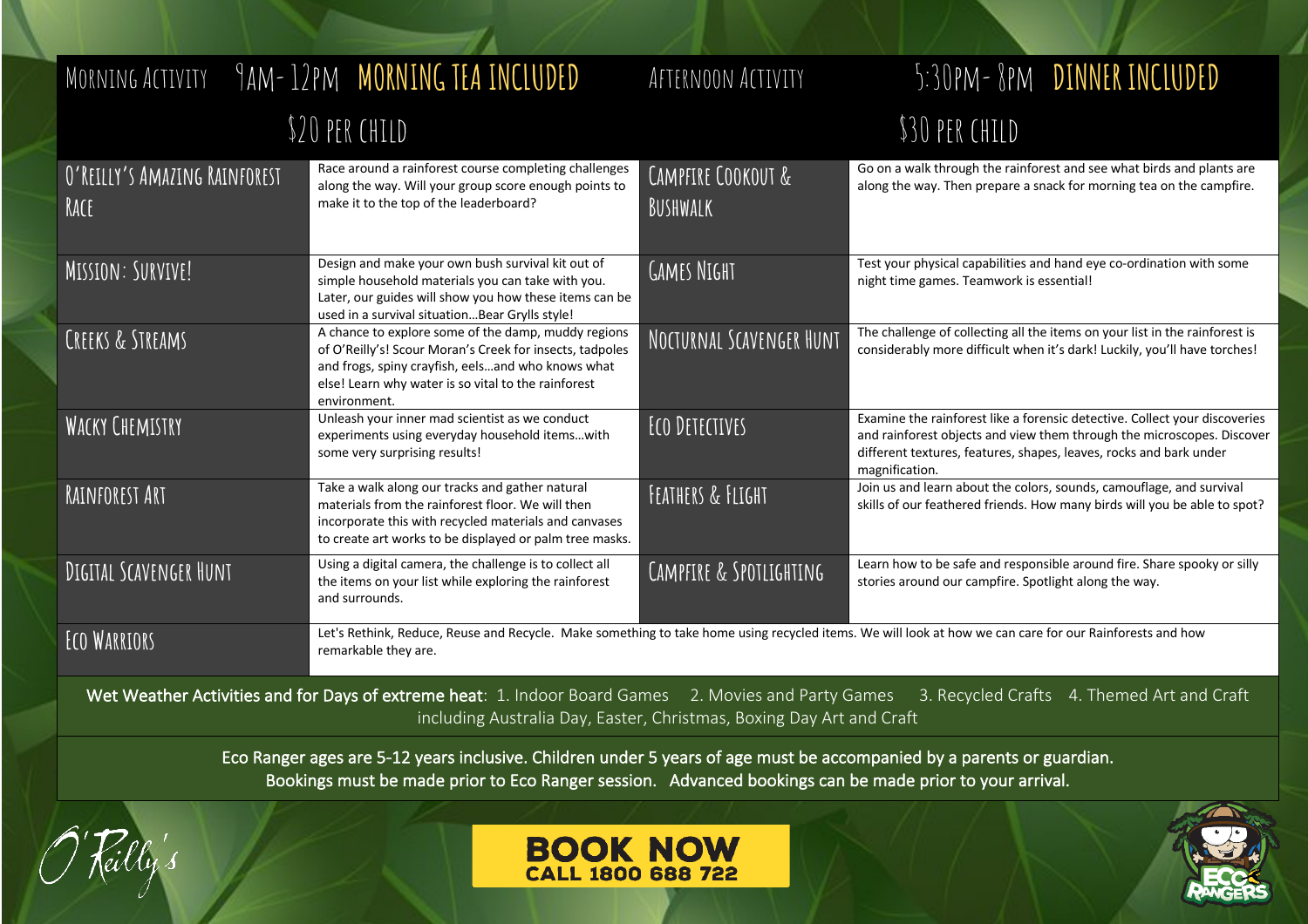| Morning Activity 9am- 12pm **MORNING TEA INCLUDED** $20 per child | | Afternoon Activity 5:30pm- 8pm **DINNER INCLUDED** $30 per child | |
|---|---|---|---|
| O'Reilly's Amazing Rainforest Race | Race around a rainforest course completing challenges along the way. Will your group score enough points to make it to the top of the leaderboard? | Campfire Cookout & Bushwalk | Go on a walk through the rainforest and see what birds and plants are along the way. Then prepare a snack for morning tea on the campfire. |
| Mission: Survive! | Design and make your own bush survival kit out of simple household materials you can take with you. Later, our guides will show you how these items can be used in a survival situation…Bear Grylls style! | Games Night | Test your physical capabilities and hand eye co-ordination with some night time games. Teamwork is essential! |
| Creeks & Streams | A chance to explore some of the damp, muddy regions of O'Reilly's! Scour Moran's Creek for insects, tadpoles and frogs, spiny crayfish, eels…and who knows what else! Learn why water is so vital to the rainforest environment. | Nocturnal Scavenger Hunt | The challenge of collecting all the items on your list in the rainforest is considerably more difficult when it's dark! Luckily, you'll have torches! |
| Wacky Chemistry | Unleash your inner mad scientist as we conduct experiments using everyday household items…with some very surprising results! | Eco Detectives | Examine the rainforest like a forensic detective. Collect your discoveries and rainforest objects and view them through the microscopes. Discover different textures, features, shapes, leaves, rocks and bark under magnification. |
| Rainforest Art | Take a walk along our tracks and gather natural materials from the rainforest floor. We will then incorporate this with recycled materials and canvases to create art works to be displayed or palm tree masks. | Feathers & Flight | Join us and learn about the colors, sounds, camouflage, and survival skills of our feathered friends. How many birds will you be able to spot? |
| Digital Scavenger Hunt | Using a digital camera, the challenge is to collect all the items on your list while exploring the rainforest and surrounds. | Campfire & Spotlighting | Learn how to be safe and responsible around fire. Share spooky or silly stories around our campfire. Spotlight along the way. |
| Eco Warriors | Let's Rethink, Reduce, Reuse and Recycle. Make something to take home using recycled items. We will look at how we can care for our Rainforests and how remarkable they are. | | |

**Wet Weather Activities and for Days of extreme heat**: 1. Indoor Board Games 2. Movies and Party Games 3. Recycled Crafts 4. Themed Art and Craft including Australia Day, Easter, Christmas, Boxing Day Art and Craft

Eco Ranger ages are 5-12 years inclusive. Children under 5 years of age must be accompanied by a parents or guardian.
Bookings must be made prior to Eco Ranger session. Advanced bookings can be made prior to your arrival.

O'Reilly's

**BOOK NOW**
**CALL 1800 688 722**

ECO RANGERS